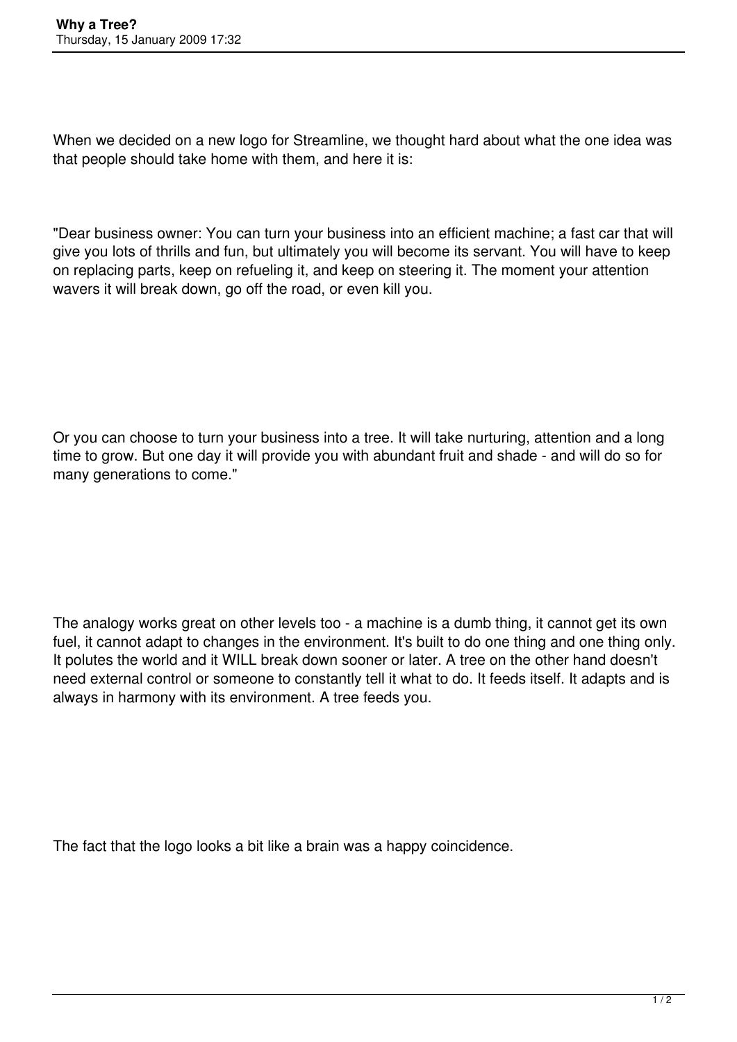**Why a Tree?**
Thursday, 15 January 2009 17:32

When we decided on a new logo for Streamline, we thought hard about what the one idea was that people should take home with them, and here it is:

"Dear business owner: You can turn your business into an efficient machine; a fast car that will give you lots of thrills and fun, but ultimately you will become its servant. You will have to keep on replacing parts, keep on refueling it, and keep on steering it. The moment your attention wavers it will break down, go off the road, or even kill you.

Or you can choose to turn your business into a tree. It will take nurturing, attention and a long time to grow. But one day it will provide you with abundant fruit and shade - and will do so for many generations to come."

The analogy works great on other levels too - a machine is a dumb thing, it cannot get its own fuel, it cannot adapt to changes in the environment. It's built to do one thing and one thing only. It polutes the world and it WILL break down sooner or later. A tree on the other hand doesn't need external control or someone to constantly tell it what to do. It feeds itself. It adapts and is always in harmony with its environment. A tree feeds you.

The fact that the logo looks a bit like a brain was a happy coincidence.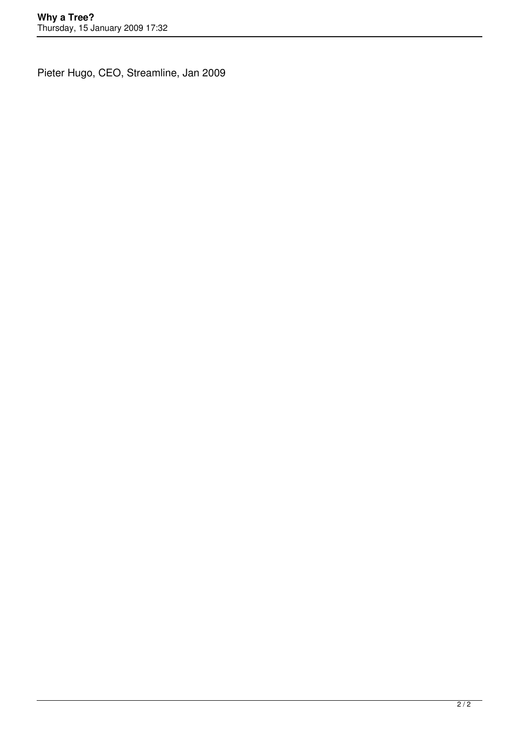Pieter Hugo, CEO, Streamline, Jan 2009